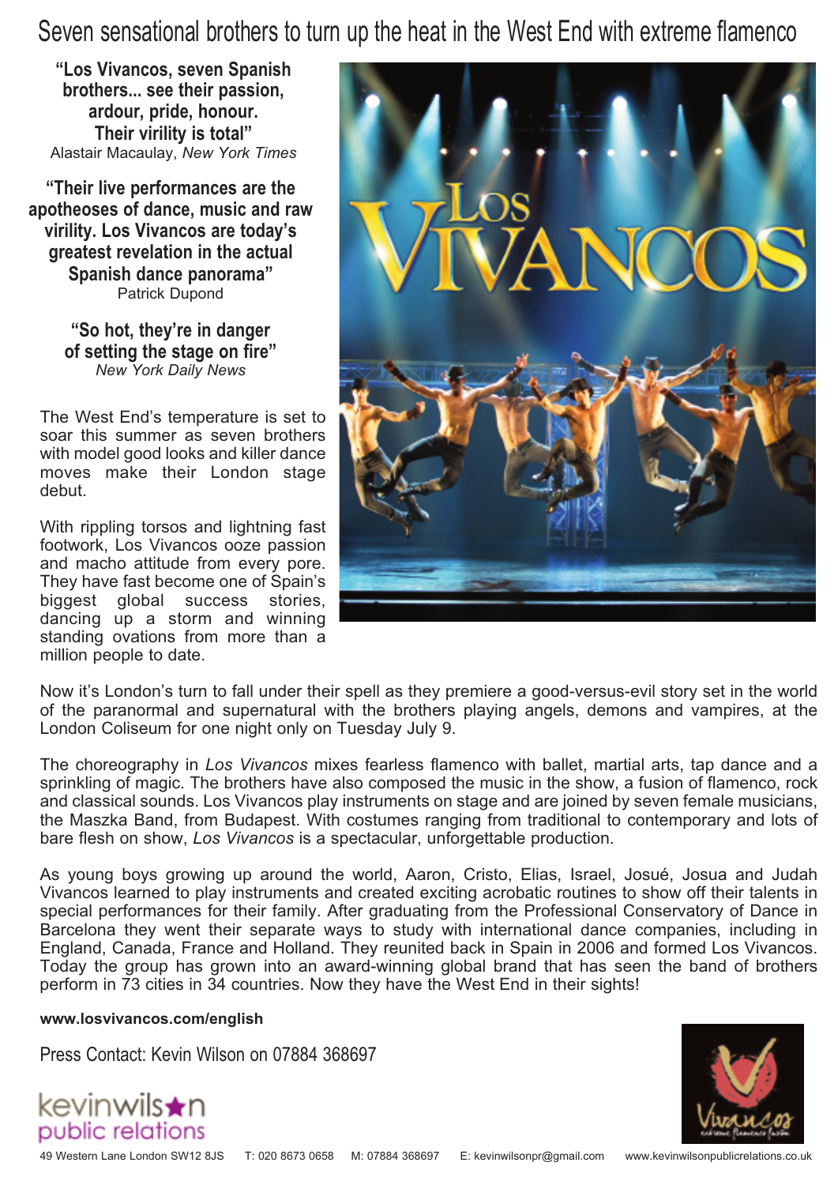# Seven sensational brothers to turn up the heat in the West End with extreme flamenco

**"Los Vivancos, seven Spanish brothers... see their passion, ardour, pride, honour. Their virility is total"**
Alastair Macaulay, *New York Times*

**"Their live performances are the apotheoses of dance, music and raw virility. Los Vivancos are today's greatest revelation in the actual Spanish dance panorama"**
Patrick Dupond

**"So hot, they're in danger of setting the stage on fire"**
*New York Daily News*

The West End's temperature is set to soar this summer as seven brothers with model good looks and killer dance moves make their London stage debut.

With rippling torsos and lightning fast footwork, Los Vivancos ooze passion and macho attitude from every pore. They have fast become one of Spain's biggest global success stories, dancing up a storm and winning standing ovations from more than a million people to date.

Now it's London's turn to fall under their spell as they premiere a good-versus-evil story set in the world of the paranormal and supernatural with the brothers playing angels, demons and vampires, at the London Coliseum for one night only on Tuesday July 9.

The choreography in *Los Vivancos* mixes fearless flamenco with ballet, martial arts, tap dance and a sprinkling of magic. The brothers have also composed the music in the show, a fusion of flamenco, rock and classical sounds. Los Vivancos play instruments on stage and are joined by seven female musicians, the Maszka Band, from Budapest. With costumes ranging from traditional to contemporary and lots of bare flesh on show, *Los Vivancos* is a spectacular, unforgettable production.

As young boys growing up around the world, Aaron, Cristo, Elias, Israel, Josué, Josua and Judah Vivancos learned to play instruments and created exciting acrobatic routines to show off their talents in special performances for their family. After graduating from the Professional Conservatory of Dance in Barcelona they went their separate ways to study with international dance companies, including in England, Canada, France and Holland. They reunited back in Spain in 2006 and formed Los Vivancos. Today the group has grown into an award-winning global brand that has seen the band of brothers perform in 73 cities in 34 countries. Now they have the West End in their sights!

**www.losvivancos.com/english**

Press Contact: Kevin Wilson on 07884 368697

kevinwilson public relations

49 Western Lane London SW12 8JS T: 020 8673 0658 M: 07884 368697 E: kevinwilsonpr@gmail.com www.kevinwilsonpublicrelations.co.uk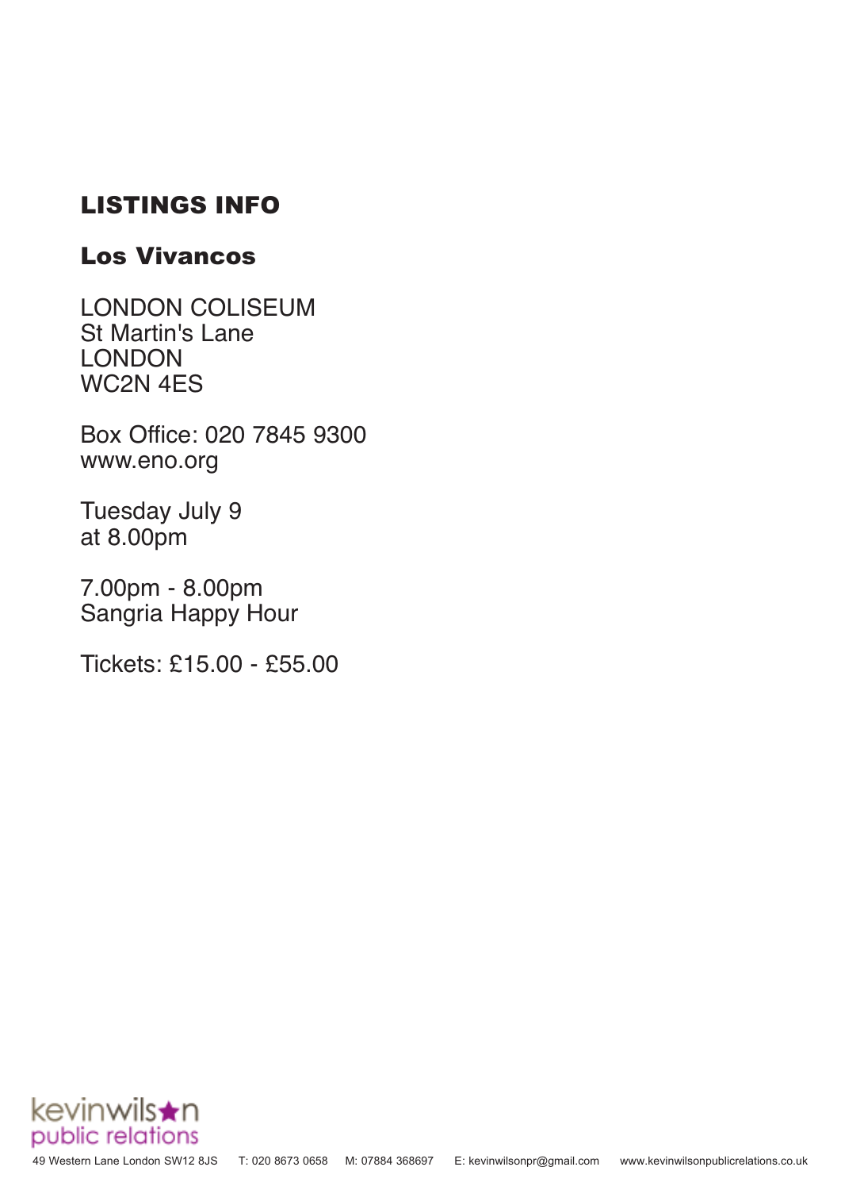# LISTINGS INFO

## Los Vivancos

LONDON COLISEUM
St Martin's Lane
LONDON
WC2N 4ES

Box Office: 020 7845 9300
www.eno.org

Tuesday July 9
at 8.00pm

7.00pm - 8.00pm
Sangria Happy Hour

Tickets: £15.00 - £55.00

kevinwilson
public relations

49 Western Lane London SW12 8JS T: 020 8673 0658 M: 07884 368697 E: kevinwilsonpr@gmail.com www.kevinwilsonpublicrelations.co.uk